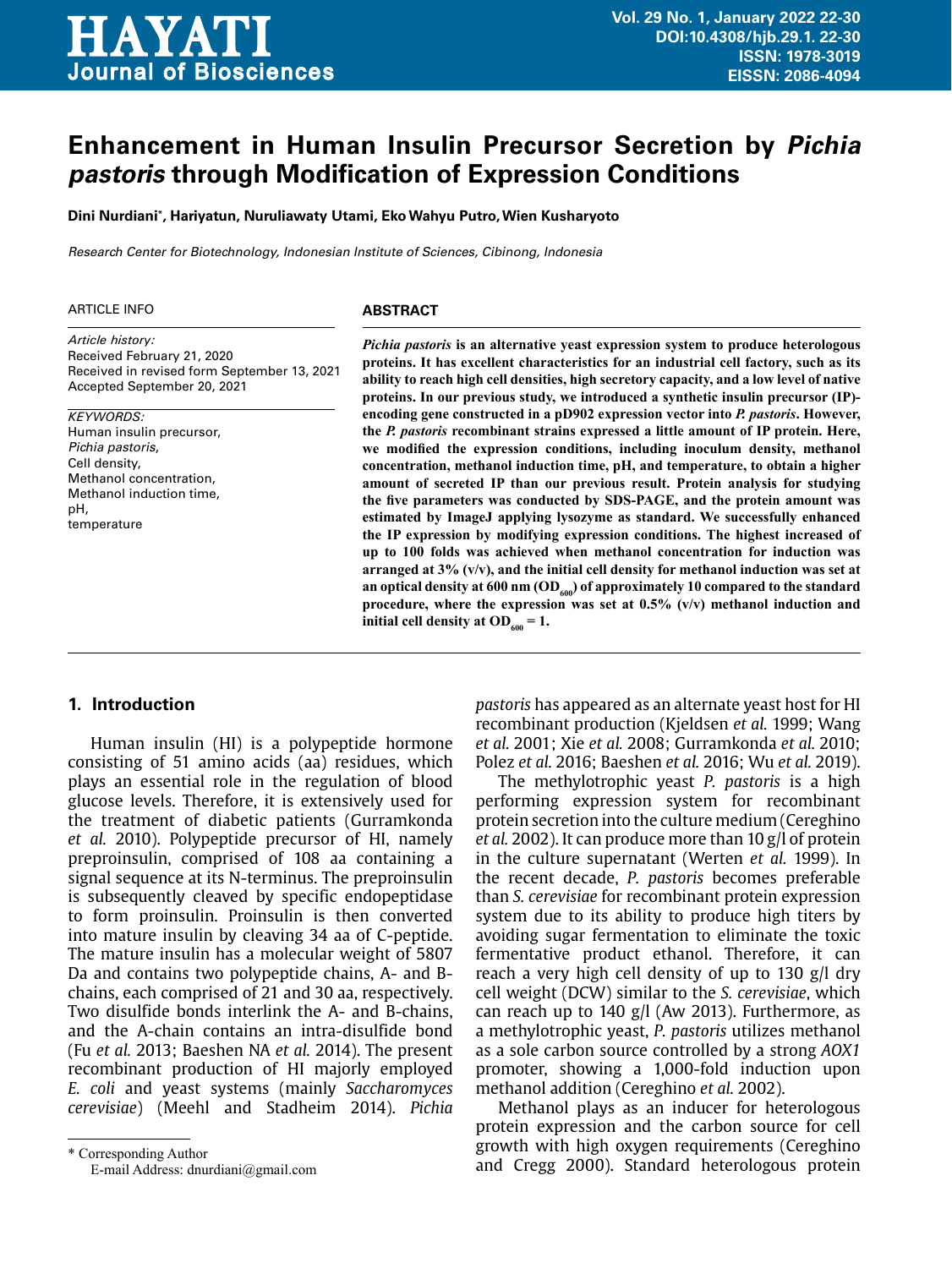# Enhancement in Human Insulin Precursor Secretion by *Pichia pastoris* through Modification of Expression Conditions

**Dini Nurdiani*, Hariyatun, Nuruliawaty Utami, Eko Wahyu Putro, Wien Kusharyoto**

*Research Center for Biotechnology, Indonesian Institute of Sciences, Cibinong, Indonesia*

ARTICLE INFO

*Article history:*
Received February 21, 2020
Received in revised form September 13, 2021
Accepted September 20, 2021

*KEYWORDS:*
Human insulin precursor,
*Pichia pastoris*,
Cell density,
Methanol concentration,
Methanol induction time,
pH,
temperature

## ABSTRACT

***Pichia pastoris* is an alternative yeast expression system to produce heterologous proteins. It has excellent characteristics for an industrial cell factory, such as its ability to reach high cell densities, high secretory capacity, and a low level of native proteins. In our previous study, we introduced a synthetic insulin precursor (IP)-encoding gene constructed in a pD902 expression vector into *P. pastoris*. However, the *P. pastoris* recombinant strains expressed a little amount of IP protein. Here, we modified the expression conditions, including inoculum density, methanol concentration, methanol induction time, pH, and temperature, to obtain a higher amount of secreted IP than our previous result. Protein analysis for studying the five parameters was conducted by SDS-PAGE, and the protein amount was estimated by ImageJ applying lysozyme as standard. We successfully enhanced the IP expression by modifying expression conditions. The highest increased of up to 100 folds was achieved when methanol concentration for induction was arranged at 3% (v/v), and the initial cell density for methanol induction was set at an optical density at 600 nm ($OD_{600}$) of approximately 10 compared to the standard procedure, where the expression was set at 0.5% (v/v) methanol induction and initial cell density at $OD_{600}$ = 1.**

## 1. Introduction

Human insulin (HI) is a polypeptide hormone consisting of 51 amino acids (aa) residues, which plays an essential role in the regulation of blood glucose levels. Therefore, it is extensively used for the treatment of diabetic patients (Gurramkonda *et al.* 2010). Polypeptide precursor of HI, namely preproinsulin, comprised of 108 aa containing a signal sequence at its N-terminus. The preproinsulin is subsequently cleaved by specific endopeptidase to form proinsulin. Proinsulin is then converted into mature insulin by cleaving 34 aa of C-peptide. The mature insulin has a molecular weight of 5807 Da and contains two polypeptide chains, A- and B-chains, each comprised of 21 and 30 aa, respectively. Two disulfide bonds interlink the A- and B-chains, and the A-chain contains an intra-disulfide bond (Fu *et al.* 2013; Baeshen NA *et al.* 2014). The present recombinant production of HI majorly employed *E. coli* and yeast systems (mainly *Saccharomyces cerevisiae*) (Meehl and Stadheim 2014). *Pichia pastoris* has appeared as an alternate yeast host for HI recombinant production (Kjeldsen *et al.* 1999; Wang *et al.* 2001; Xie *et al.* 2008; Gurramkonda *et al.* 2010; Polez *et al.* 2016; Baeshen *et al.* 2016; Wu *et al.* 2019).

The methylotrophic yeast *P. pastoris* is a high performing expression system for recombinant protein secretion into the culture medium (Cereghino *et al.* 2002). It can produce more than 10 g/l of protein in the culture supernatant (Werten *et al.* 1999). In the recent decade, *P. pastoris* becomes preferable than *S. cerevisiae* for recombinant protein expression system due to its ability to produce high titers by avoiding sugar fermentation to eliminate the toxic fermentative product ethanol. Therefore, it can reach a very high cell density of up to 130 g/l dry cell weight (DCW) similar to the *S. cerevisiae*, which can reach up to 140 g/l (Aw 2013). Furthermore, as a methylotrophic yeast, *P. pastoris* utilizes methanol as a sole carbon source controlled by a strong *AOX1* promoter, showing a 1,000-fold induction upon methanol addition (Cereghino *et al.* 2002).

Methanol plays as an inducer for heterologous protein expression and the carbon source for cell growth with high oxygen requirements (Cereghino and Cregg 2000). Standard heterologous protein

\* Corresponding Author
E-mail Address: dnurdiani@gmail.com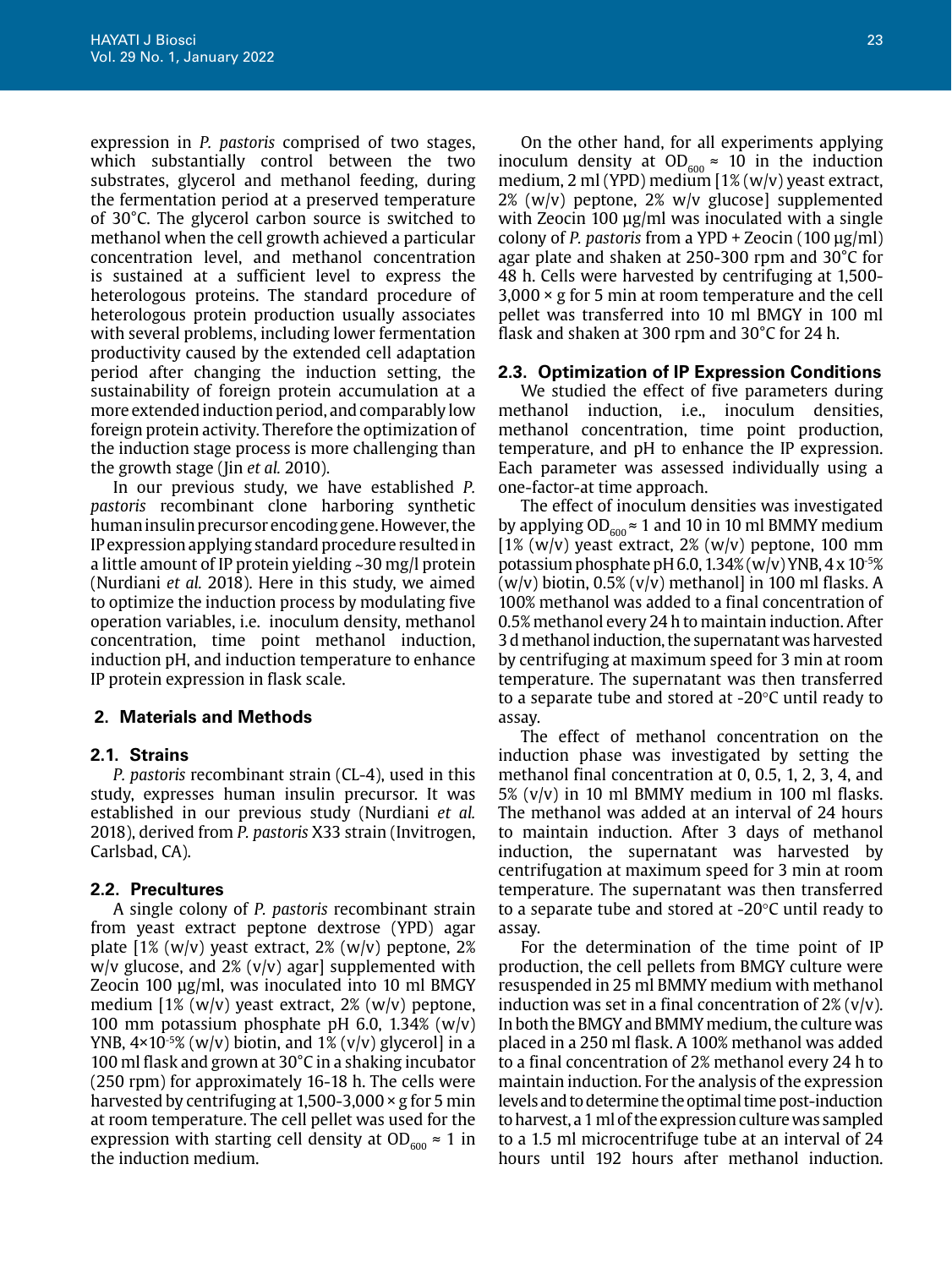expression in *P. pastoris* comprised of two stages, which substantially control between the two substrates, glycerol and methanol feeding, during the fermentation period at a preserved temperature of 30°C. The glycerol carbon source is switched to methanol when the cell growth achieved a particular concentration level, and methanol concentration is sustained at a sufficient level to express the heterologous proteins. The standard procedure of heterologous protein production usually associates with several problems, including lower fermentation productivity caused by the extended cell adaptation period after changing the induction setting, the sustainability of foreign protein accumulation at a more extended induction period, and comparably low foreign protein activity. Therefore the optimization of the induction stage process is more challenging than the growth stage (Jin *et al.* 2010).

In our previous study, we have established *P. pastoris* recombinant clone harboring synthetic human insulin precursor encoding gene. However, the IP expression applying standard procedure resulted in a little amount of IP protein yielding ~30 mg/l protein (Nurdiani *et al.* 2018). Here in this study, we aimed to optimize the induction process by modulating five operation variables, i.e. inoculum density, methanol concentration, time point methanol induction, induction pH, and induction temperature to enhance IP protein expression in flask scale.

## 2. Materials and Methods

### 2.1. Strains

*P. pastoris* recombinant strain (CL-4), used in this study, expresses human insulin precursor. It was established in our previous study (Nurdiani *et al.* 2018), derived from *P. pastoris* X33 strain (Invitrogen, Carlsbad, CA).

### 2.2. Precultures

A single colony of *P. pastoris* recombinant strain from yeast extract peptone dextrose (YPD) agar plate [1% (w/v) yeast extract, 2% (w/v) peptone, 2% w/v glucose, and 2% (v/v) agar] supplemented with Zeocin 100 µg/ml, was inoculated into 10 ml BMGY medium [1% (w/v) yeast extract, 2% (w/v) peptone, 100 mm potassium phosphate pH 6.0, 1.34% (w/v) YNB, $4\times10^{-5}$% (w/v) biotin, and 1% (v/v) glycerol] in a 100 ml flask and grown at 30°C in a shaking incubator (250 rpm) for approximately 16-18 h. The cells were harvested by centrifuging at 1,500-3,000 × g for 5 min at room temperature. The cell pellet was used for the expression with starting cell density at $OD_{600} \approx 1$ in the induction medium.

On the other hand, for all experiments applying inoculum density at $OD_{600} \approx 10$ in the induction medium, 2 ml (YPD) medium [1% (w/v) yeast extract, 2% (w/v) peptone, 2% w/v glucose] supplemented with Zeocin 100 µg/ml was inoculated with a single colony of *P. pastoris* from a YPD + Zeocin (100 µg/ml) agar plate and shaken at 250-300 rpm and 30°C for 48 h. Cells were harvested by centrifuging at 1,500-3,000 × g for 5 min at room temperature and the cell pellet was transferred into 10 ml BMGY in 100 ml flask and shaken at 300 rpm and 30°C for 24 h.

### 2.3. Optimization of IP Expression Conditions

We studied the effect of five parameters during methanol induction, i.e., inoculum densities, methanol concentration, time point production, temperature, and pH to enhance the IP expression. Each parameter was assessed individually using a one-factor-at time approach.

The effect of inoculum densities was investigated by applying $OD_{600} \approx 1$ and 10 in 10 ml BMMY medium [1% (w/v) yeast extract, 2% (w/v) peptone, 100 mm potassium phosphate pH 6.0, 1.34% (w/v) YNB, $4 \times 10^{-5}$% (w/v) biotin, 0.5% (v/v) methanol] in 100 ml flasks. A 100% methanol was added to a final concentration of 0.5% methanol every 24 h to maintain induction. After 3 d methanol induction, the supernatant was harvested by centrifuging at maximum speed for 3 min at room temperature. The supernatant was then transferred to a separate tube and stored at -20°C until ready to assay.

The effect of methanol concentration on the induction phase was investigated by setting the methanol final concentration at 0, 0.5, 1, 2, 3, 4, and 5% (v/v) in 10 ml BMMY medium in 100 ml flasks. The methanol was added at an interval of 24 hours to maintain induction. After 3 days of methanol induction, the supernatant was harvested by centrifugation at maximum speed for 3 min at room temperature. The supernatant was then transferred to a separate tube and stored at -20°C until ready to assay.

For the determination of the time point of IP production, the cell pellets from BMGY culture were resuspended in 25 ml BMMY medium with methanol induction was set in a final concentration of 2% (v/v). In both the BMGY and BMMY medium, the culture was placed in a 250 ml flask. A 100% methanol was added to a final concentration of 2% methanol every 24 h to maintain induction. For the analysis of the expression levels and to determine the optimal time post-induction to harvest, a 1 ml of the expression culture was sampled to a 1.5 ml microcentrifuge tube at an interval of 24 hours until 192 hours after methanol induction.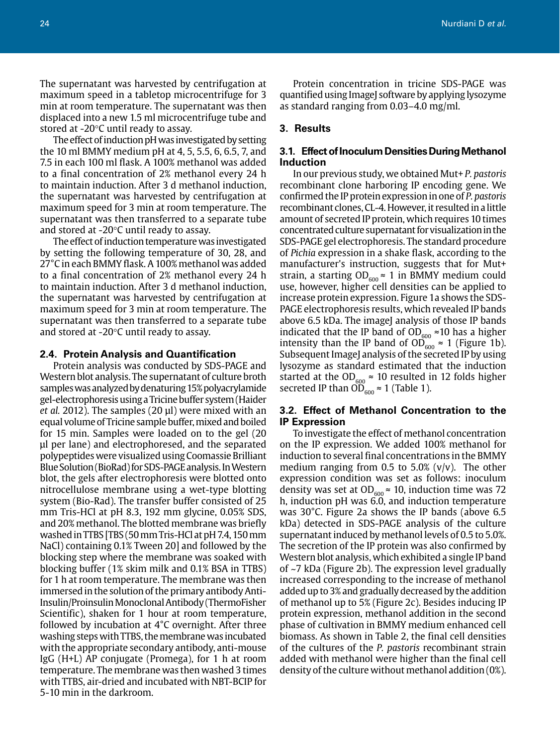The supernatant was harvested by centrifugation at maximum speed in a tabletop microcentrifuge for 3 min at room temperature. The supernatant was then displaced into a new 1.5 ml microcentrifuge tube and stored at -20°C until ready to assay.

The effect of induction pH was investigated by setting the 10 ml BMMY medium pH at 4, 5, 5.5, 6, 6.5, 7, and 7.5 in each 100 ml flask. A 100% methanol was added to a final concentration of 2% methanol every 24 h to maintain induction. After 3 d methanol induction, the supernatant was harvested by centrifugation at maximum speed for 3 min at room temperature. The supernatant was then transferred to a separate tube and stored at -20°C until ready to assay.

The effect of induction temperature was investigated by setting the following temperature of 30, 28, and 27°C in each BMMY flask. A 100% methanol was added to a final concentration of 2% methanol every 24 h to maintain induction. After 3 d methanol induction, the supernatant was harvested by centrifugation at maximum speed for 3 min at room temperature. The supernatant was then transferred to a separate tube and stored at -20°C until ready to assay.

### 2.4. Protein Analysis and Quantification

Protein analysis was conducted by SDS-PAGE and Western blot analysis. The supernatant of culture broth samples was analyzed by denaturing 15% polyacrylamide gel-electrophoresis using a Tricine buffer system (Haider *et al.* 2012). The samples (20 µl) were mixed with an equal volume of Tricine sample buffer, mixed and boiled for 15 min. Samples were loaded on to the gel (20 µl per lane) and electrophoresed, and the separated polypeptides were visualized using Coomassie Brilliant Blue Solution (BioRad) for SDS-PAGE analysis. In Western blot, the gels after electrophoresis were blotted onto nitrocellulose membrane using a wet-type blotting system (Bio-Rad). The transfer buffer consisted of 25 mm Tris-HCl at pH 8.3, 192 mm glycine, 0.05% SDS, and 20% methanol. The blotted membrane was briefly washed in TTBS [TBS (50 mm Tris-HCl at pH 7.4, 150 mm NaCl) containing 0.1% Tween 20] and followed by the blocking step where the membrane was soaked with blocking buffer (1% skim milk and 0.1% BSA in TTBS) for 1 h at room temperature. The membrane was then immersed in the solution of the primary antibody Anti-Insulin/Proinsulin Monoclonal Antibody (ThermoFisher Scientific), shaken for 1 hour at room temperature, followed by incubation at 4°C overnight. After three washing steps with TTBS, the membrane was incubated with the appropriate secondary antibody, anti-mouse IgG (H+L) AP conjugate (Promega), for 1 h at room temperature. The membrane was then washed 3 times with TTBS, air-dried and incubated with NBT-BCIP for 5-10 min in the darkroom.

Protein concentration in tricine SDS-PAGE was quantified using ImageJ software by applying lysozyme as standard ranging from 0.03–4.0 mg/ml.

## 3. Results

### 3.1. Effect of Inoculum Densities During Methanol Induction

In our previous study, we obtained Mut+ *P. pastoris* recombinant clone harboring IP encoding gene. We confirmed the IP protein expression in one of *P. pastoris* recombinant clones, CL-4. However, it resulted in a little amount of secreted IP protein, which requires 10 times concentrated culture supernatant for visualization in the SDS-PAGE gel electrophoresis. The standard procedure of *Pichia* expression in a shake flask, according to the manufacturer's instruction, suggests that for Mut+ strain, a starting $OD_{600} \approx 1$ in BMMY medium could use, however, higher cell densities can be applied to increase protein expression. Figure 1a shows the SDS-PAGE electrophoresis results, which revealed IP bands above 6.5 kDa. The imageJ analysis of those IP bands indicated that the IP band of $OD_{600} \approx 10$ has a higher intensity than the IP band of $OD_{600} \approx 1$ (Figure 1b). Subsequent ImageJ analysis of the secreted IP by using lysozyme as standard estimated that the induction started at the $OD_{600} \approx 10$ resulted in 12 folds higher secreted IP than $OD_{600} \approx 1$ (Table 1).

### 3.2. Effect of Methanol Concentration to the IP Expression

To investigate the effect of methanol concentration on the IP expression. We added 100% methanol for induction to several final concentrations in the BMMY medium ranging from 0.5 to 5.0% (v/v). The other expression condition was set as follows: inoculum density was set at $OD_{600} \approx 10$, induction time was 72 h, induction pH was 6.0, and induction temperature was 30°C. Figure 2a shows the IP bands (above 6.5 kDa) detected in SDS-PAGE analysis of the culture supernatant induced by methanol levels of 0.5 to 5.0%. The secretion of the IP protein was also confirmed by Western blot analysis, which exhibited a single IP band of ~7 kDa (Figure 2b). The expression level gradually increased corresponding to the increase of methanol added up to 3% and gradually decreased by the addition of methanol up to 5% (Figure 2c). Besides inducing IP protein expression, methanol addition in the second phase of cultivation in BMMY medium enhanced cell biomass. As shown in Table 2, the final cell densities of the cultures of the *P. pastoris* recombinant strain added with methanol were higher than the final cell density of the culture without methanol addition (0%).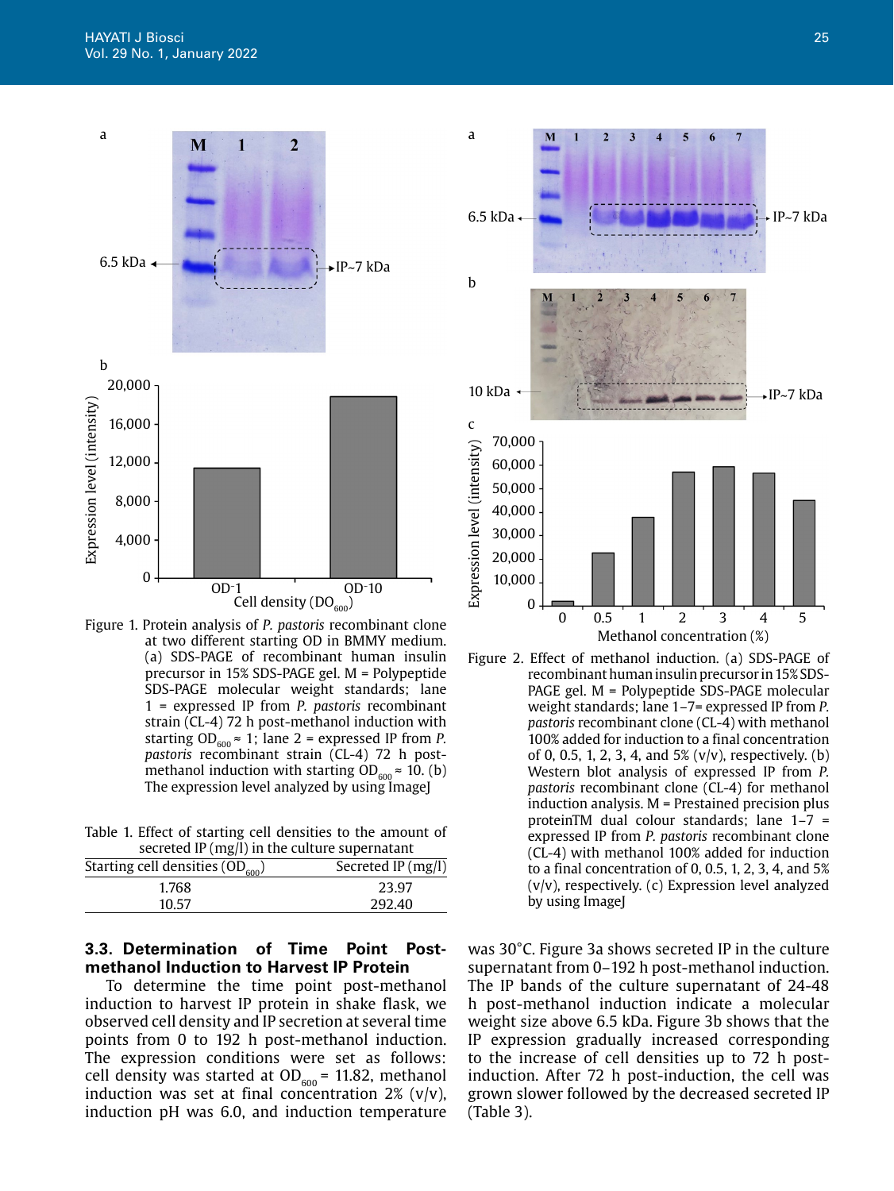Figure 1. Protein analysis of *P. pastoris* recombinant clone at two different starting OD in BMMY medium. (a) SDS-PAGE of recombinant human insulin precursor in 15% SDS-PAGE gel. M = Polypeptide SDS-PAGE molecular weight standards; lane 1 = expressed IP from *P. pastoris* recombinant strain (CL-4) 72 h post-methanol induction with starting $OD_{600} \approx 1$; lane 2 = expressed IP from *P. pastoris* recombinant strain (CL-4) 72 h post-methanol induction with starting $OD_{600} \approx 10$. (b) The expression level analyzed by using ImageJ

Table 1. Effect of starting cell densities to the amount of secreted IP (mg/l) in the culture supernatant

| Starting cell densities ($OD_{600}$) | Secreted IP (mg/l) |
|---|---|
| 1.768 | 23.97 |
| 10.57 | 292.40 |

Figure 2. Effect of methanol induction. (a) SDS-PAGE of recombinant human insulin precursor in 15% SDS-PAGE gel. M = Polypeptide SDS-PAGE molecular weight standards; lane 1–7= expressed IP from *P. pastoris* recombinant clone (CL-4) with methanol 100% added for induction to a final concentration of 0, 0.5, 1, 2, 3, 4, and 5% (v/v), respectively. (b) Western blot analysis of expressed IP from *P. pastoris* recombinant clone (CL-4) for methanol induction analysis. M = Prestained precision plus proteinTM dual colour standards; lane 1–7 = expressed IP from *P. pastoris* recombinant clone (CL-4) with methanol 100% added for induction to a final concentration of 0, 0.5, 1, 2, 3, 4, and 5% (v/v), respectively. (c) Expression level analyzed by using ImageJ

### 3.3. Determination of Time Point Post-methanol Induction to Harvest IP Protein

To determine the time point post-methanol induction to harvest IP protein in shake flask, we observed cell density and IP secretion at several time points from 0 to 192 h post-methanol induction. The expression conditions were set as follows: cell density was started at $OD_{600}$ = 11.82, methanol induction was set at final concentration 2% (v/v), induction pH was 6.0, and induction temperature was 30°C. Figure 3a shows secreted IP in the culture supernatant from 0–192 h post-methanol induction. The IP bands of the culture supernatant of 24-48 h post-methanol induction indicate a molecular weight size above 6.5 kDa. Figure 3b shows that the IP expression gradually increased corresponding to the increase of cell densities up to 72 h post-induction. After 72 h post-induction, the cell was grown slower followed by the decreased secreted IP (Table 3).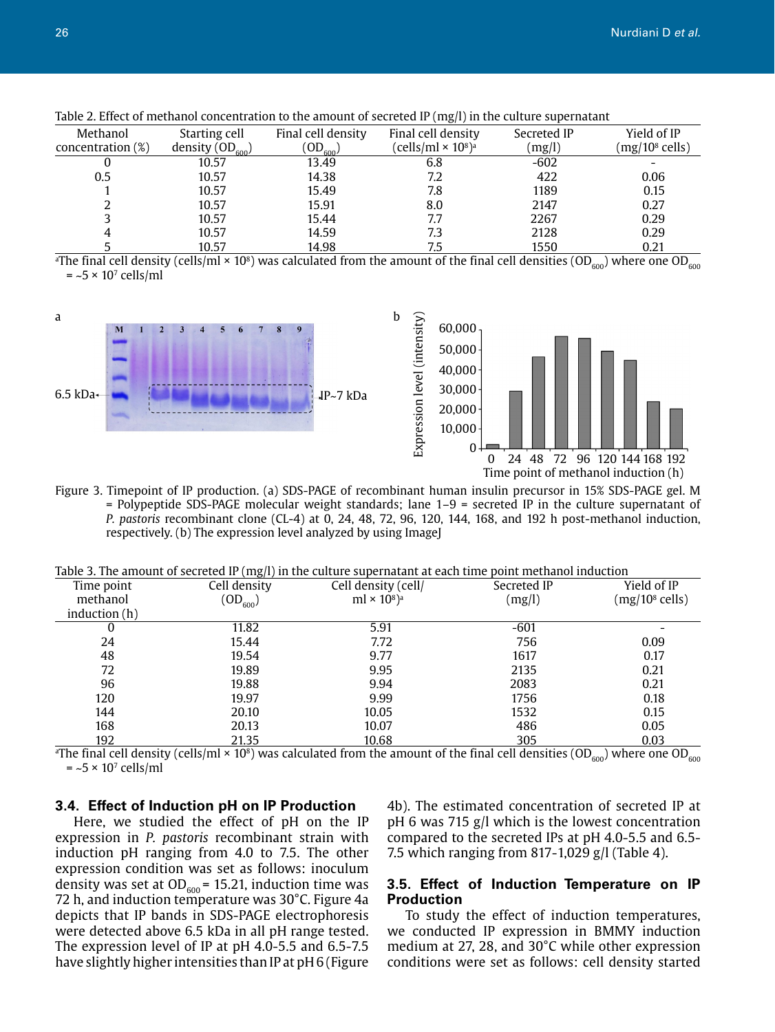Table 2. Effect of methanol concentration to the amount of secreted IP (mg/l) in the culture supernatant

| Methanol concentration (%) | Starting cell density ($OD_{600}$) | Final cell density ($OD_{600}$) | Final cell density (cells/ml × $10^8$)[a] | Secreted IP (mg/l) | Yield of IP (mg/$10^8$ cells) |
|---|---|---|---|---|---|
| 0 | 10.57 | 13.49 | 6.8 | -602 | - |
| 0.5 | 10.57 | 14.38 | 7.2 | 422 | 0.06 |
| 1 | 10.57 | 15.49 | 7.8 | 1189 | 0.15 |
| 2 | 10.57 | 15.91 | 8.0 | 2147 | 0.27 |
| 3 | 10.57 | 15.44 | 7.7 | 2267 | 0.29 |
| 4 | 10.57 | 14.59 | 7.3 | 2128 | 0.29 |
| 5 | 10.57 | 14.98 | 7.5 | 1550 | 0.21 |

[a]The final cell density (cells/ml × $10^8$) was calculated from the amount of the final cell densities ($OD_{600}$) where one $OD_{600}$ = ~5 × $10^7$ cells/ml

Figure 3. Timepoint of IP production. (a) SDS-PAGE of recombinant human insulin precursor in 15% SDS-PAGE gel. M = Polypeptide SDS-PAGE molecular weight standards; lane 1–9 = secreted IP in the culture supernatant of *P. pastoris* recombinant clone (CL-4) at 0, 24, 48, 72, 96, 120, 144, 168, and 192 h post-methanol induction, respectively. (b) The expression level analyzed by using ImageJ

Table 3. The amount of secreted IP (mg/l) in the culture supernatant at each time point methanol induction

| Time point methanol induction (h) | Cell density ($OD_{600}$) | Cell density (cell/ml × $10^8$)[a] | Secreted IP (mg/l) | Yield of IP (mg/$10^8$ cells) |
|---|---|---|---|---|
| 0 | 11.82 | 5.91 | -601 | - |
| 24 | 15.44 | 7.72 | 756 | 0.09 |
| 48 | 19.54 | 9.77 | 1617 | 0.17 |
| 72 | 19.89 | 9.95 | 2135 | 0.21 |
| 96 | 19.88 | 9.94 | 2083 | 0.21 |
| 120 | 19.97 | 9.99 | 1756 | 0.18 |
| 144 | 20.10 | 10.05 | 1532 | 0.15 |
| 168 | 20.13 | 10.07 | 486 | 0.05 |
| 192 | 21.35 | 10.68 | 305 | 0.03 |

[a]The final cell density (cells/ml × $10^8$) was calculated from the amount of the final cell densities ($OD_{600}$) where one $OD_{600}$ = ~5 × $10^7$ cells/ml

### 3.4. Effect of Induction pH on IP Production

Here, we studied the effect of pH on the IP expression in *P. pastoris* recombinant strain with induction pH ranging from 4.0 to 7.5. The other expression condition was set as follows: inoculum density was set at $OD_{600}$ = 15.21, induction time was 72 h, and induction temperature was 30°C. Figure 4a depicts that IP bands in SDS-PAGE electrophoresis were detected above 6.5 kDa in all pH range tested. The expression level of IP at pH 4.0-5.5 and 6.5-7.5 have slightly higher intensities than IP at pH 6 (Figure 4b). The estimated concentration of secreted IP at pH 6 was 715 g/l which is the lowest concentration compared to the secreted IPs at pH 4.0-5.5 and 6.5-7.5 which ranging from 817-1,029 g/l (Table 4).

### 3.5. Effect of Induction Temperature on IP Production

To study the effect of induction temperatures, we conducted IP expression in BMMY induction medium at 27, 28, and 30°C while other expression conditions were set as follows: cell density started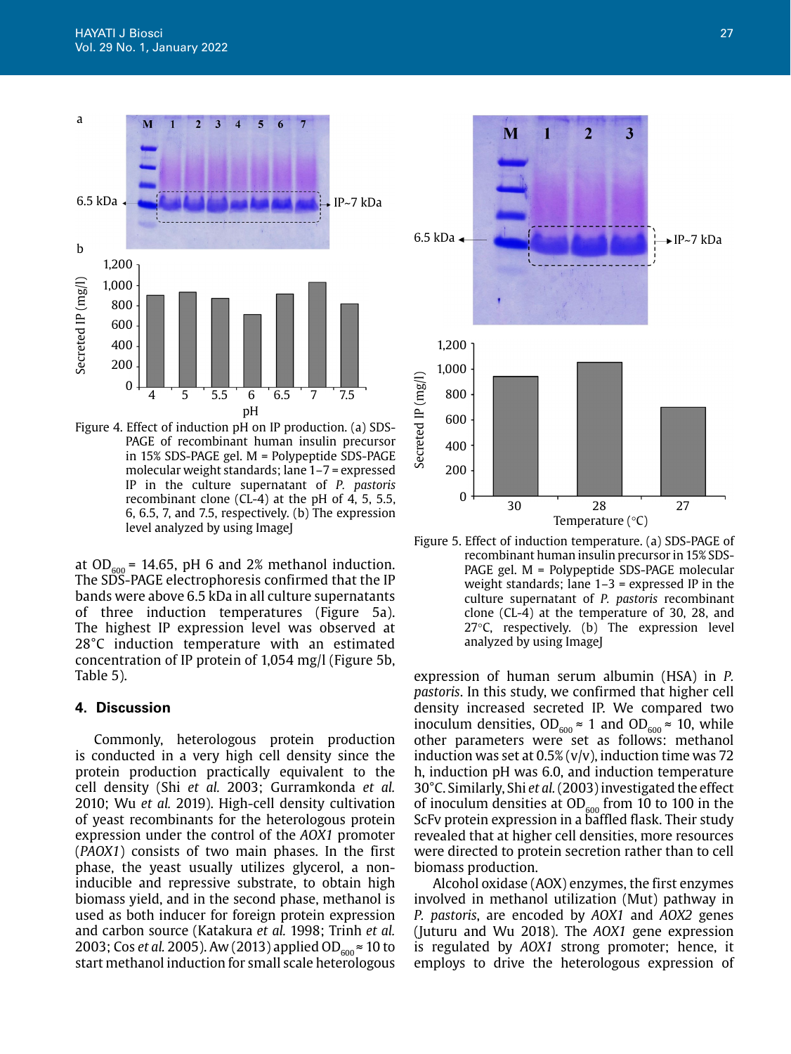Figure 4. Effect of induction pH on IP production. (a) SDS-PAGE of recombinant human insulin precursor in 15% SDS-PAGE gel. M = Polypeptide SDS-PAGE molecular weight standards; lane 1–7 = expressed IP in the culture supernatant of *P. pastoris* recombinant clone (CL-4) at the pH of 4, 5, 5.5, 6, 6.5, 7, and 7.5, respectively. (b) The expression level analyzed by using ImageJ

Figure 5. Effect of induction temperature. (a) SDS-PAGE of recombinant human insulin precursor in 15% SDS-PAGE gel. M = Polypeptide SDS-PAGE molecular weight standards; lane 1–3 = expressed IP in the culture supernatant of *P. pastoris* recombinant clone (CL-4) at the temperature of 30, 28, and 27°C, respectively. (b) The expression level analyzed by using ImageJ

at $OD_{600}$ = 14.65, pH 6 and 2% methanol induction. The SDS-PAGE electrophoresis confirmed that the IP bands were above 6.5 kDa in all culture supernatants of three induction temperatures (Figure 5a). The highest IP expression level was observed at 28°C induction temperature with an estimated concentration of IP protein of 1,054 mg/l (Figure 5b, Table 5).

## 4. Discussion

Commonly, heterologous protein production is conducted in a very high cell density since the protein production practically equivalent to the cell density (Shi *et al.* 2003; Gurramkonda *et al.* 2010; Wu *et al.* 2019). High-cell density cultivation of yeast recombinants for the heterologous protein expression under the control of the *AOX1* promoter (*PAOX1*) consists of two main phases. In the first phase, the yeast usually utilizes glycerol, a non-inducible and repressive substrate, to obtain high biomass yield, and in the second phase, methanol is used as both inducer for foreign protein expression and carbon source (Katakura *et al.* 1998; Trinh *et al.* 2003; Cos *et al.* 2005). Aw (2013) applied $OD_{600} \approx 10$ to start methanol induction for small scale heterologous expression of human serum albumin (HSA) in *P. pastoris*. In this study, we confirmed that higher cell density increased secreted IP. We compared two inoculum densities, $OD_{600} \approx 1$ and $OD_{600} \approx 10$, while other parameters were set as follows: methanol induction was set at 0.5% (v/v), induction time was 72 h, induction pH was 6.0, and induction temperature 30°C. Similarly, Shi *et al.* (2003) investigated the effect of inoculum densities at $OD_{600}$ from 10 to 100 in the ScFv protein expression in a baffled flask. Their study revealed that at higher cell densities, more resources were directed to protein secretion rather than to cell biomass production.

Alcohol oxidase (AOX) enzymes, the first enzymes involved in methanol utilization (Mut) pathway in *P. pastoris*, are encoded by *AOX1* and *AOX2* genes (Juturu and Wu 2018). The *AOX1* gene expression is regulated by *AOX1* strong promoter; hence, it employs to drive the heterologous expression of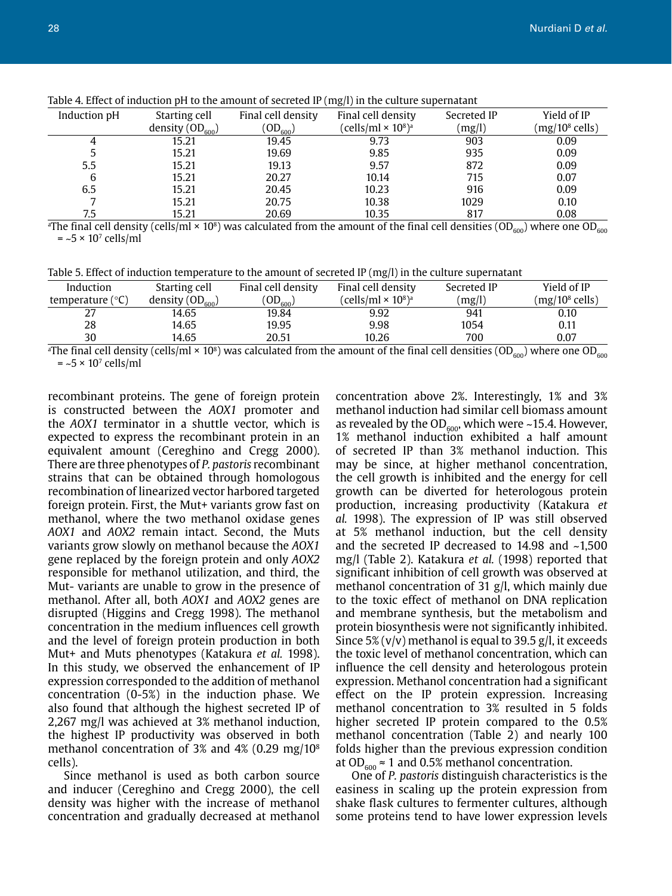Table 4. Effect of induction pH to the amount of secreted IP (mg/l) in the culture supernatant

| Induction pH | Starting cell density ($OD_{600}$) | Final cell density ($OD_{600}$) | Final cell density (cells/ml × $10^8$)[a] | Secreted IP (mg/l) | Yield of IP (mg/$10^8$ cells) |
|---|---|---|---|---|---|
| 4 | 15.21 | 19.45 | 9.73 | 903 | 0.09 |
| 5 | 15.21 | 19.69 | 9.85 | 935 | 0.09 |
| 5.5 | 15.21 | 19.13 | 9.57 | 872 | 0.09 |
| 6 | 15.21 | 20.27 | 10.14 | 715 | 0.07 |
| 6.5 | 15.21 | 20.45 | 10.23 | 916 | 0.09 |
| 7 | 15.21 | 20.75 | 10.38 | 1029 | 0.10 |
| 7.5 | 15.21 | 20.69 | 10.35 | 817 | 0.08 |

[a]The final cell density (cells/ml × $10^8$) was calculated from the amount of the final cell densities ($OD_{600}$) where one $OD_{600}$ = ~5 × $10^7$ cells/ml

Table 5. Effect of induction temperature to the amount of secreted IP (mg/l) in the culture supernatant

| Induction temperature (°C) | Starting cell density ($OD_{600}$) | Final cell density ($OD_{600}$) | Final cell density (cells/ml × $10^8$)[a] | Secreted IP (mg/l) | Yield of IP (mg/$10^8$ cells) |
|---|---|---|---|---|---|
| 27 | 14.65 | 19.84 | 9.92 | 941 | 0.10 |
| 28 | 14.65 | 19.95 | 9.98 | 1054 | 0.11 |
| 30 | 14.65 | 20.51 | 10.26 | 700 | 0.07 |

[a]The final cell density (cells/ml × $10^8$) was calculated from the amount of the final cell densities ($OD_{600}$) where one $OD_{600}$ = ~5 × $10^7$ cells/ml

recombinant proteins. The gene of foreign protein is constructed between the *AOX1* promoter and the *AOX1* terminator in a shuttle vector, which is expected to express the recombinant protein in an equivalent amount (Cereghino and Cregg 2000). There are three phenotypes of *P. pastoris* recombinant strains that can be obtained through homologous recombination of linearized vector harbored targeted foreign protein. First, the Mut+ variants grow fast on methanol, where the two methanol oxidase genes *AOX1* and *AOX2* remain intact. Second, the Muts variants grow slowly on methanol because the *AOX1* gene replaced by the foreign protein and only *AOX2* responsible for methanol utilization, and third, the Mut- variants are unable to grow in the presence of methanol. After all, both *AOX1* and *AOX2* genes are disrupted (Higgins and Cregg 1998). The methanol concentration in the medium influences cell growth and the level of foreign protein production in both Mut+ and Muts phenotypes (Katakura *et al.* 1998). In this study, we observed the enhancement of IP expression corresponded to the addition of methanol concentration (0-5%) in the induction phase. We also found that although the highest secreted IP of 2,267 mg/l was achieved at 3% methanol induction, the highest IP productivity was observed in both methanol concentration of 3% and 4% (0.29 mg/$10^8$ cells).

Since methanol is used as both carbon source and inducer (Cereghino and Cregg 2000), the cell density was higher with the increase of methanol concentration and gradually decreased at methanol concentration above 2%. Interestingly, 1% and 3% methanol induction had similar cell biomass amount as revealed by the $OD_{600}$, which were ~15.4. However, 1% methanol induction exhibited a half amount of secreted IP than 3% methanol induction. This may be since, at higher methanol concentration, the cell growth is inhibited and the energy for cell growth can be diverted for heterologous protein production, increasing productivity (Katakura *et al.* 1998). The expression of IP was still observed at 5% methanol induction, but the cell density and the secreted IP decreased to 14.98 and ~1,500 mg/l (Table 2). Katakura *et al.* (1998) reported that significant inhibition of cell growth was observed at methanol concentration of 31 g/l, which mainly due to the toxic effect of methanol on DNA replication and membrane synthesis, but the metabolism and protein biosynthesis were not significantly inhibited. Since 5% (v/v) methanol is equal to 39.5 g/l, it exceeds the toxic level of methanol concentration, which can influence the cell density and heterologous protein expression. Methanol concentration had a significant effect on the IP protein expression. Increasing methanol concentration to 3% resulted in 5 folds higher secreted IP protein compared to the 0.5% methanol concentration (Table 2) and nearly 100 folds higher than the previous expression condition at $OD_{600}$ ≈ 1 and 0.5% methanol concentration.

One of *P. pastoris* distinguish characteristics is the easiness in scaling up the protein expression from shake flask cultures to fermenter cultures, although some proteins tend to have lower expression levels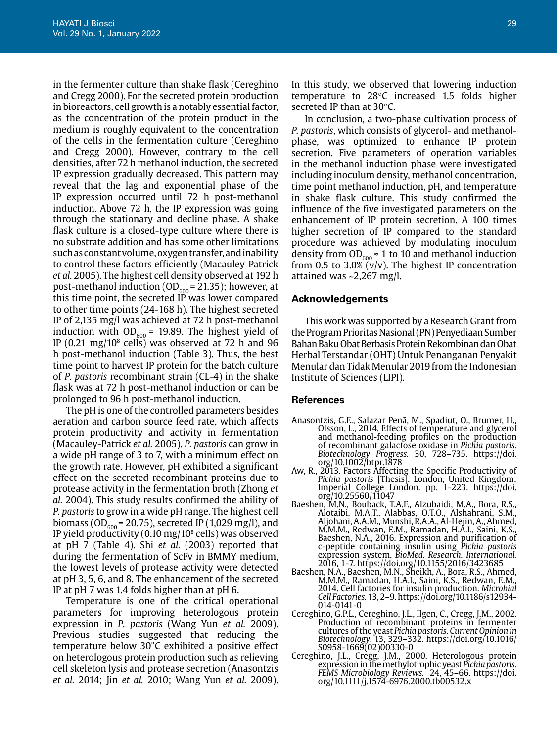in the fermenter culture than shake flask (Cereghino and Cregg 2000). For the secreted protein production in bioreactors, cell growth is a notably essential factor, as the concentration of the protein product in the medium is roughly equivalent to the concentration of the cells in the fermentation culture (Cereghino and Cregg 2000). However, contrary to the cell densities, after 72 h methanol induction, the secreted IP expression gradually decreased. This pattern may reveal that the lag and exponential phase of the IP expression occurred until 72 h post-methanol induction. Above 72 h, the IP expression was going through the stationary and decline phase. A shake flask culture is a closed-type culture where there is no substrate addition and has some other limitations such as constant volume, oxygen transfer, and inability to control these factors efficiently (Macauley-Patrick *et al.* 2005). The highest cell density observed at 192 h post-methanol induction ($OD_{600}$ = 21.35); however, at this time point, the secreted IP was lower compared to other time points (24-168 h). The highest secreted IP of 2,135 mg/l was achieved at 72 h post-methanol induction with $OD_{600}$ = 19.89. The highest yield of IP (0.21 mg/$10^8$ cells) was observed at 72 h and 96 h post-methanol induction (Table 3). Thus, the best time point to harvest IP protein for the batch culture of *P. pastoris* recombinant strain (CL-4) in the shake flask was at 72 h post-methanol induction or can be prolonged to 96 h post-methanol induction.

The pH is one of the controlled parameters besides aeration and carbon source feed rate, which affects protein productivity and activity in fermentation (Macauley-Patrick *et al.* 2005). *P. pastoris* can grow in a wide pH range of 3 to 7, with a minimum effect on the growth rate. However, pH exhibited a significant effect on the secreted recombinant proteins due to protease activity in the fermentation broth (Zhong *et al.* 2004). This study results confirmed the ability of *P. pastoris* to grow in a wide pH range. The highest cell biomass ($OD_{600}$ = 20.75), secreted IP (1,029 mg/l), and IP yield productivity (0.10 mg/$10^8$ cells) was observed at pH 7 (Table 4). Shi *et al.* (2003) reported that during the fermentation of ScFv in BMMY medium, the lowest levels of protease activity were detected at pH 3, 5, 6, and 8. The enhancement of the secreted IP at pH 7 was 1.4 folds higher than at pH 6.

Temperature is one of the critical operational parameters for improving heterologous protein expression in *P. pastoris* (Wang Yun *et al.* 2009). Previous studies suggested that reducing the temperature below 30°C exhibited a positive effect on heterologous protein production such as relieving cell skeleton lysis and protease secretion (Anasontzis *et al.* 2014; Jin *et al.* 2010; Wang Yun *et al.* 2009). In this study, we observed that lowering induction temperature to 28°C increased 1.5 folds higher secreted IP than at 30°C.

In conclusion, a two-phase cultivation process of *P. pastoris*, which consists of glycerol- and methanol-phase, was optimized to enhance IP protein secretion. Five parameters of operation variables in the methanol induction phase were investigated including inoculum density, methanol concentration, time point methanol induction, pH, and temperature in shake flask culture. This study confirmed the influence of the five investigated parameters on the enhancement of IP protein secretion. A 100 times higher secretion of IP compared to the standard procedure was achieved by modulating inoculum density from $OD_{600} \approx 1$ to 10 and methanol induction from 0.5 to 3.0% (v/v). The highest IP concentration attained was ~2,267 mg/l.

## Acknowledgements

This work was supported by a Research Grant from the Program Prioritas Nasional (PN) Penyediaan Sumber Bahan Baku Obat Berbasis Protein Rekombinan dan Obat Herbal Terstandar (OHT) Untuk Penanganan Penyakit Menular dan Tidak Menular 2019 from the Indonesian Institute of Sciences (LIPI).

## References

Anasontzis, G.E., Salazar Penã, M., Spadiut, O., Brumer, H., Olsson, L., 2014. Effects of temperature and glycerol and methanol-feeding profiles on the production of recombinant galactose oxidase in *Pichia pastoris*. *Biotechnology Progress*. 30, 728–735. https://doi.org/10.1002/btpr.1878

Aw, R., 2013. Factors Affecting the Specific Productivity of *Pichia pastoris* [Thesis]. London, United Kingdom: Imperial College London. pp. 1-223. https://doi.org/10.25560/11047

Baeshen, M.N., Bouback, T.A.F., Alzubaidi, M.A., Bora, R.S., Alotaibi, M.A.T., Alabbas, O.T.O., Alshahrani, S.M., Aljohani, A.A.M., Munshi, R.A.A., Al-Hejin, A., Ahmed, M.M.M., Redwan, E.M., Ramadan, H.A.I., Saini, K.S., Baeshen, N.A., 2016. Expression and purification of c-peptide containing insulin using *Pichia pastoris* expression system. *BioMed. Research. International.* 2016, 1-7. https://doi.org/10.1155/2016/3423685

Baeshen, N.A., Baeshen, M.N., Sheikh, A., Bora, R.S., Ahmed, M.M.M., Ramadan, H.A.I., Saini, K.S., Redwan, E.M., 2014. Cell factories for insulin production. *Microbial Cell Factories.* 13, 2–9. https://doi.org/10.1186/s12934-014-0141-0

Cereghino, G.P.L., Cereghino, J.L., Ilgen, C., Cregg, J.M., 2002. Production of recombinant proteins in fermenter cultures of the yeast *Pichia pastoris*. *Current Opinion in Biotechnology*. 13, 329–332. https://doi.org/10.1016/S0958-1669(02)00330-0

Cereghino, J.L., Cregg, J.M., 2000. Heterologous protein expression in the methylotrophic yeast *Pichia pastoris*. *FEMS Microbiology Reviews*. 24, 45–66. https://doi.org/10.1111/j.1574-6976.2000.tb00532.x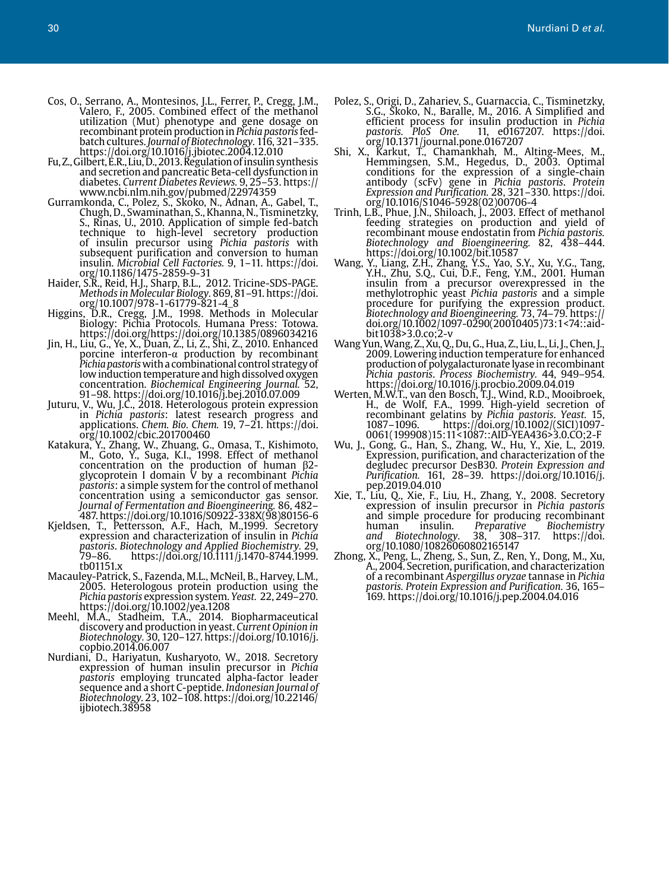Cos, O., Serrano, A., Montesinos, J.L., Ferrer, P., Cregg, J.M., Valero, F., 2005. Combined effect of the methanol utilization (Mut) phenotype and gene dosage on recombinant protein production in *Pichia pastoris* fed-batch cultures. *Journal of Biotechnology*. 116, 321–335. https://doi.org/10.1016/j.jbiotec.2004.12.010

Fu, Z., Gilbert, E.R., Liu, D., 2013. Regulation of insulin synthesis and secretion and pancreatic Beta-cell dysfunction in diabetes. *Current Diabetes Reviews*. 9, 25–53. https://www.ncbi.nlm.nih.gov/pubmed/22974359

Gurramkonda, C., Polez, S., Skoko, N., Adnan, A., Gabel, T., Chugh, D., Swaminathan, S., Khanna, N., Tisminetzky, S., Rinas, U., 2010. Application of simple fed-batch technique to high-level secretory production of insulin precursor using *Pichia pastoris* with subsequent purification and conversion to human insulin. *Microbial Cell Factories*. 9, 1–11. https://doi.org/10.1186/1475-2859-9-31

Haider, S.R., Reid, H.J., Sharp, B.L., 2012. Tricine-SDS-PAGE. *Methods in Molecular Biology*. 869, 81–91. https://doi.org/10.1007/978-1-61779-821-4_8

Higgins, D.R., Cregg, J.M., 1998. Methods in Molecular Biology: Pichia Protocols. Humana Press: Totowa. https://doi.org/https://doi.org/10.1385/0896034216

Jin, H., Liu, G., Ye, X., Duan, Z., Li, Z., Shi, Z., 2010. Enhanced porcine interferon-α production by recombinant *Pichia pastoris* with a combinational control strategy of low induction temperature and high dissolved oxygen concentration. *Biochemical Engineering Journal*. 52, 91–98. https://doi.org/10.1016/j.bej.2010.07.009

Juturu, V., Wu, J.C., 2018. Heterologous protein expression in *Pichia pastoris*: latest research progress and applications. *Chem. Bio. Chem.* 19, 7–21. https://doi.org/10.1002/cbic.201700460

Katakura, Y., Zhang, W., Zhuang, G., Omasa, T., Kishimoto, M., Goto, Y., Suga, K.I., 1998. Effect of methanol concentration on the production of human β2-glycoprotein I domain V by a recombinant *Pichia pastoris*: a simple system for the control of methanol concentration using a semiconductor gas sensor. *Journal of Fermentation and Bioengineering*. 86, 482–487. https://doi.org/10.1016/S0922-338X(98)80156-6

Kjeldsen, T., Pettersson, A.F., Hach, M.,1999. Secretory expression and characterization of insulin in *Pichia pastoris*. *Biotechnology and Applied Biochemistry*. 29, 79–86. https://doi.org/10.1111/j.1470-8744.1999.tb01151.x

Macauley-Patrick, S., Fazenda, M.L., McNeil, B., Harvey, L.M., 2005. Heterologous protein production using the *Pichia pastoris* expression system. *Yeast*. 22, 249–270. https://doi.org/10.1002/yea.1208

Meehl, M.A., Stadheim, T.A., 2014. Biopharmaceutical discovery and production in yeast. *Current Opinion in Biotechnology*. 30, 120–127. https://doi.org/10.1016/j.copbio.2014.06.007

Nurdiani, D., Hariyatun, Kusharyoto, W., 2018. Secretory expression of human insulin precursor in *Pichia pastoris* employing truncated alpha-factor leader sequence and a short C-peptide. *Indonesian Journal of Biotechnology*. 23, 102–108. https://doi.org/10.22146/ijbiotech.38958

Polez, S., Origi, D., Zahariev, S., Guarnaccia, C., Tisminetzky, S.G., Skoko, N., Baralle, M., 2016. A Simplified and efficient process for insulin production in *Pichia pastoris*. *PloS One*. 11, e0167207. https://doi.org/10.1371/journal.pone.0167207

Shi, X., Karkut, T., Chamankhah, M., Alting-Mees, M., Hemmingsen, S.M., Hegedus, D., 2003. Optimal conditions for the expression of a single-chain antibody (scFv) gene in *Pichia pastoris*. *Protein Expression and Purification*. 28, 321–330. https://doi.org/10.1016/S1046-5928(02)00706-4

Trinh, L.B., Phue, J.N., Shiloach, J., 2003. Effect of methanol feeding strategies on production and yield of recombinant mouse endostatin from *Pichia pastoris*. *Biotechnology and Bioengineering*. 82, 438–444. https://doi.org/10.1002/bit.10587

Wang, Y., Liang, Z.H., Zhang, Y.S., Yao, S.Y., Xu, Y.G., Tang, Y.H., Zhu, S.Q., Cui, D.F., Feng, Y.M., 2001. Human insulin from a precursor overexpressed in the methylotrophic yeast *Pichia pastoris* and a simple procedure for purifying the expression product. *Biotechnology and Bioengineering*. 73, 74–79. https://doi.org/10.1002/1097-0290(20010405)73:1<74::aid-bit1038>3.0.co;2-v

Wang Yun, Wang, Z., Xu, Q., Du, G., Hua, Z., Liu, L., Li, J., Chen, J., 2009. Lowering induction temperature for enhanced production of polygalacturonate lyase in recombinant *Pichia pastoris*. *Process Biochemistry*. 44, 949–954. https://doi.org/10.1016/j.procbio.2009.04.019

Werten, M.W.T., van den Bosch, T.J., Wind, R.D., Mooibroek, H., de Wolf, F.A., 1999. High-yield secretion of recombinant gelatins by *Pichia pastoris*. *Yeast*. 15, 1087–1096. https://doi.org/10.1002/(SICI)1097-0061(199908)15:11<1087::AID-YEA436>3.0.CO;2-F

Wu, J., Gong, G., Han, S., Zhang, W., Hu, Y., Xie, L., 2019. Expression, purification, and characterization of the degludec precursor DesB30. *Protein Expression and Purification*. 161, 28–39. https://doi.org/10.1016/j.pep.2019.04.010

Xie, T., Liu, Q., Xie, F., Liu, H., Zhang, Y., 2008. Secretory expression of insulin precursor in *Pichia pastoris* and simple procedure for producing recombinant human insulin. *Preparative Biochemistry and Biotechnology*. 38, 308–317. https://doi.org/10.1080/10826060802165147

Zhong, X., Peng, L., Zheng, S., Sun, Z., Ren, Y., Dong, M., Xu, A., 2004. Secretion, purification, and characterization of a recombinant *Aspergillus oryzae* tannase in *Pichia pastoris*. *Protein Expression and Purification*. 36, 165–169. https://doi.org/10.1016/j.pep.2004.04.016